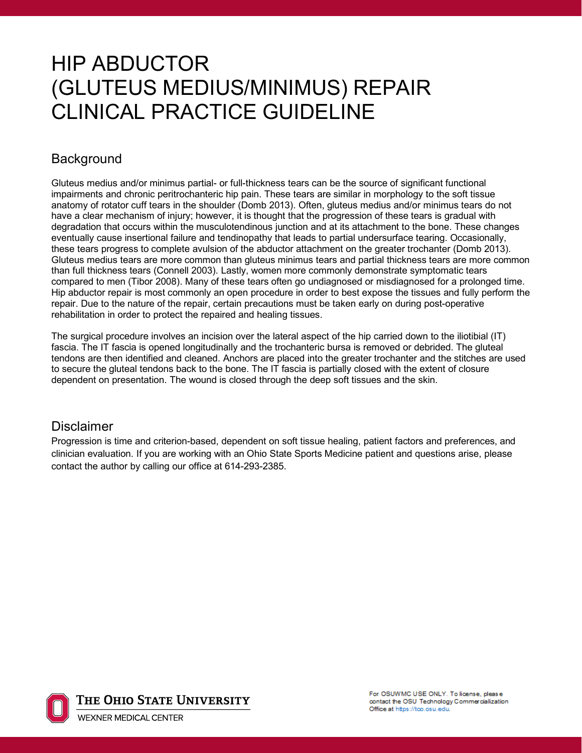# HIP ABDUCTOR (GLUTEUS MEDIUS/MINIMUS) REPAIR CLINICAL PRACTICE GUIDELINE

## Background

Gluteus medius and/or minimus partial- or full-thickness tears can be the source of significant functional impairments and chronic peritrochanteric hip pain. These tears are similar in morphology to the soft tissue anatomy of rotator cuff tears in the shoulder (Domb 2013). Often, gluteus medius and/or minimus tears do not have a clear mechanism of injury; however, it is thought that the progression of these tears is gradual with degradation that occurs within the musculotendinous junction and at its attachment to the bone. These changes eventually cause insertional failure and tendinopathy that leads to partial undersurface tearing. Occasionally, these tears progress to complete avulsion of the abductor attachment on the greater trochanter (Domb 2013). Gluteus medius tears are more common than gluteus minimus tears and partial thickness tears are more common than full thickness tears (Connell 2003). Lastly, women more commonly demonstrate symptomatic tears compared to men (Tibor 2008). Many of these tears often go undiagnosed or misdiagnosed for a prolonged time. Hip abductor repair is most commonly an open procedure in order to best expose the tissues and fully perform the repair. Due to the nature of the repair, certain precautions must be taken early on during post-operative rehabilitation in order to protect the repaired and healing tissues.

The surgical procedure involves an incision over the lateral aspect of the hip carried down to the iliotibial (IT) fascia. The IT fascia is opened longitudinally and the trochanteric bursa is removed or debrided. The gluteal tendons are then identified and cleaned. Anchors are placed into the greater trochanter and the stitches are used to secure the gluteal tendons back to the bone. The IT fascia is partially closed with the extent of closure dependent on presentation. The wound is closed through the deep soft tissues and the skin.

## Disclaimer

Progression is time and criterion-based, dependent on soft tissue healing, patient factors and preferences, and clinician evaluation. If you are working with an Ohio State Sports Medicine patient and questions arise, please contact the author by calling our office at 614-293-2385.

For OSUWMC USE ONLY. To license, please contact the OSU Technology Commercialization Office at https://tco.osu.edu.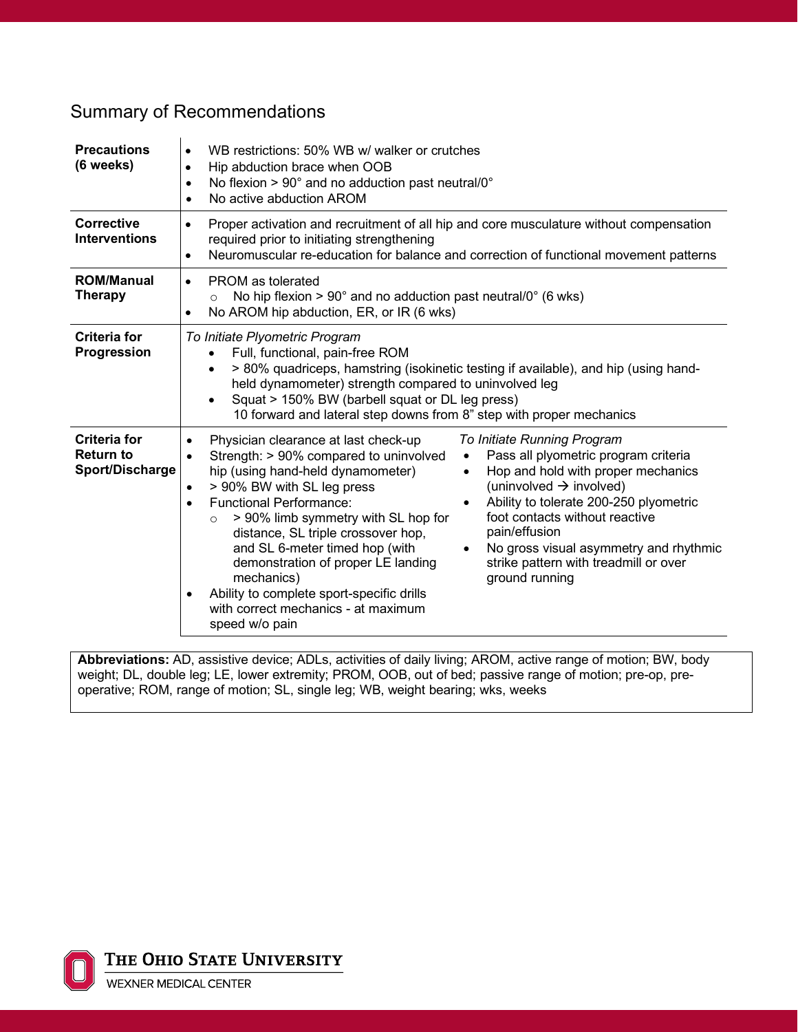## Summary of Recommendations

| | |
|---|---|
| **Precautions (6 weeks)** | • WB restrictions: 50% WB w/ walker or crutches<br>• Hip abduction brace when OOB<br>• No flexion > 90° and no adduction past neutral/0°<br>• No active abduction AROM |
| **Corrective Interventions** | • Proper activation and recruitment of all hip and core musculature without compensation required prior to initiating strengthening<br>• Neuromuscular re-education for balance and correction of functional movement patterns |
| **ROM/Manual Therapy** | • PROM as tolerated<br>  ○ No hip flexion > 90° and no adduction past neutral/0° (6 wks)<br>• No AROM hip abduction, ER, or IR (6 wks) |
| **Criteria for Progression** | *To Initiate Plyometric Program*<br>• Full, functional, pain-free ROM<br>• > 80% quadriceps, hamstring (isokinetic testing if available), and hip (using hand-held dynamometer) strength compared to uninvolved leg<br>• Squat > 150% BW (barbell squat or DL leg press)<br>10 forward and lateral step downs from 8" step with proper mechanics |
| **Criteria for Return to Sport/Discharge** | • Physician clearance at last check-up<br>• Strength: > 90% compared to uninvolved hip (using hand-held dynamometer)<br>• > 90% BW with SL leg press<br>• Functional Performance:<br>  ○ > 90% limb symmetry with SL hop for distance, SL triple crossover hop, and SL 6-meter timed hop (with demonstration of proper LE landing mechanics)<br>• Ability to complete sport-specific drills with correct mechanics - at maximum speed w/o pain<br><br>*To Initiate Running Program*<br>• Pass all plyometric program criteria<br>• Hop and hold with proper mechanics (uninvolved → involved)<br>• Ability to tolerate 200-250 plyometric foot contacts without reactive pain/effusion<br>• No gross visual asymmetry and rhythmic strike pattern with treadmill or over ground running |

**Abbreviations:** AD, assistive device; ADLs, activities of daily living; AROM, active range of motion; BW, body weight; DL, double leg; LE, lower extremity; PROM, OOB, out of bed; passive range of motion; pre-op, pre-operative; ROM, range of motion; SL, single leg; WB, weight bearing; wks, weeks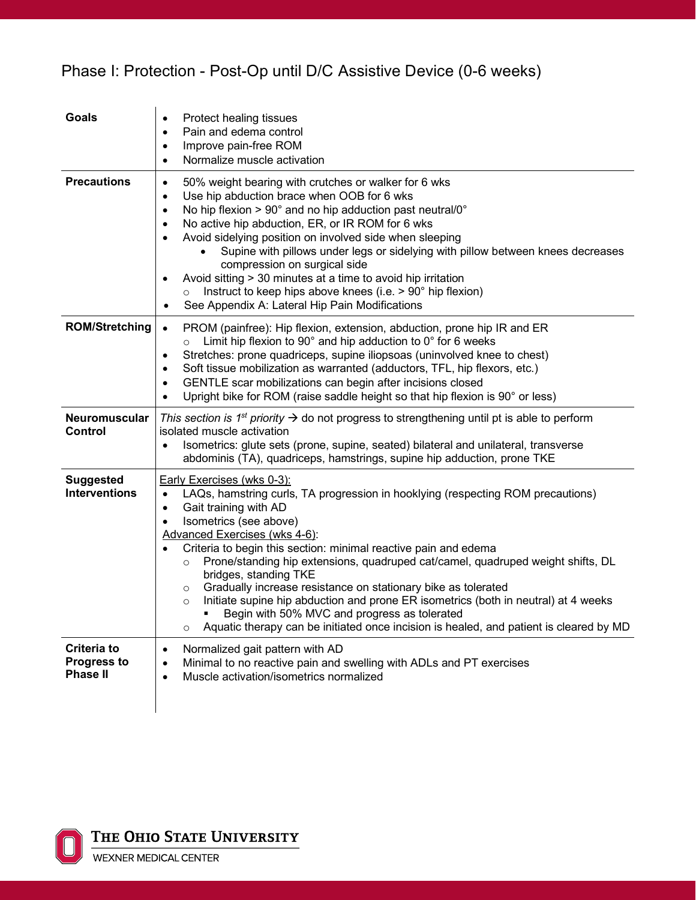## Phase I: Protection - Post-Op until D/C Assistive Device (0-6 weeks)

| | |
|---|---|
| **Goals** | • Protect healing tissues<br>• Pain and edema control<br>• Improve pain-free ROM<br>• Normalize muscle activation |
| **Precautions** | • 50% weight bearing with crutches or walker for 6 wks<br>• Use hip abduction brace when OOB for 6 wks<br>• No hip flexion > 90° and no hip adduction past neutral/0°<br>• No active hip abduction, ER, or IR ROM for 6 wks<br>• Avoid sidelying position on involved side when sleeping<br>&nbsp;&nbsp;&nbsp;&nbsp;• Supine with pillows under legs or sidelying with pillow between knees decreases compression on surgical side<br>• Avoid sitting > 30 minutes at a time to avoid hip irritation<br>&nbsp;&nbsp;&nbsp;&nbsp;○ Instruct to keep hips above knees (i.e. > 90° hip flexion)<br>• See Appendix A: Lateral Hip Pain Modifications |
| **ROM/Stretching** | • PROM (painfree): Hip flexion, extension, abduction, prone hip IR and ER<br>&nbsp;&nbsp;&nbsp;&nbsp;○ Limit hip flexion to 90° and hip adduction to 0° for 6 weeks<br>• Stretches: prone quadriceps, supine iliopsoas (uninvolved knee to chest)<br>• Soft tissue mobilization as warranted (adductors, TFL, hip flexors, etc.)<br>• GENTLE scar mobilizations can begin after incisions closed<br>• Upright bike for ROM (raise saddle height so that hip flexion is 90° or less) |
| **Neuromuscular Control** | *This section is 1st priority* → do not progress to strengthening until pt is able to perform isolated muscle activation<br>• Isometrics: glute sets (prone, supine, seated) bilateral and unilateral, transverse abdominis (TA), quadriceps, hamstrings, supine hip adduction, prone TKE |
| **Suggested Interventions** | <u>Early Exercises (wks 0-3):</u><br>• LAQs, hamstring curls, TA progression in hooklying (respecting ROM precautions)<br>• Gait training with AD<br>• Isometrics (see above)<br><u>Advanced Exercises (wks 4-6)</u>:<br>• Criteria to begin this section: minimal reactive pain and edema<br>&nbsp;&nbsp;&nbsp;&nbsp;○ Prone/standing hip extensions, quadruped cat/camel, quadruped weight shifts, DL bridges, standing TKE<br>&nbsp;&nbsp;&nbsp;&nbsp;○ Gradually increase resistance on stationary bike as tolerated<br>&nbsp;&nbsp;&nbsp;&nbsp;○ Initiate supine hip abduction and prone ER isometrics (both in neutral) at 4 weeks<br>&nbsp;&nbsp;&nbsp;&nbsp;&nbsp;&nbsp;&nbsp;&nbsp;▪ Begin with 50% MVC and progress as tolerated<br>&nbsp;&nbsp;&nbsp;&nbsp;○ Aquatic therapy can be initiated once incision is healed, and patient is cleared by MD |
| **Criteria to Progress to Phase II** | • Normalized gait pattern with AD<br>• Minimal to no reactive pain and swelling with ADLs and PT exercises<br>• Muscle activation/isometrics normalized |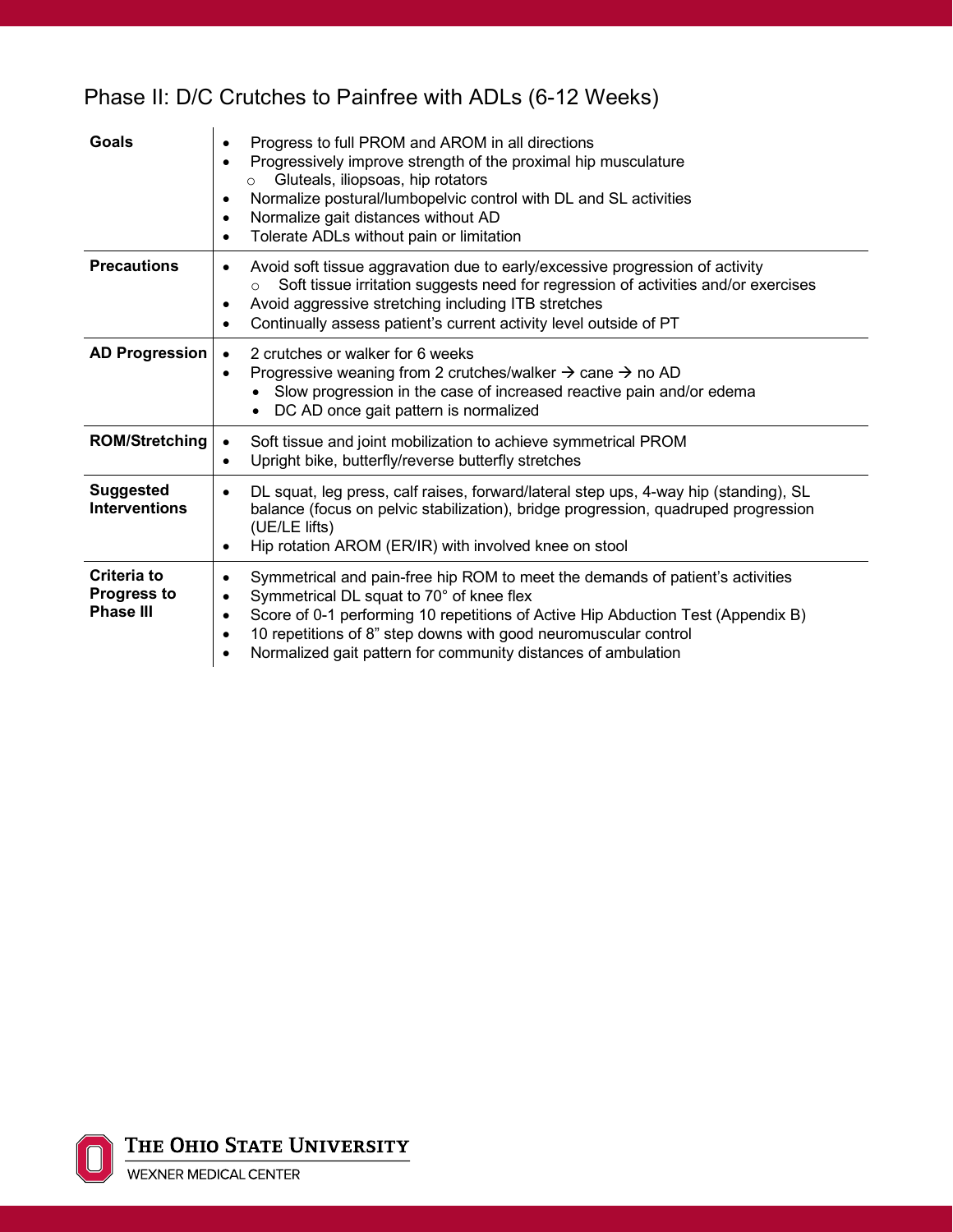## Phase II: D/C Crutches to Painfree with ADLs (6-12 Weeks)

| | |
|---|---|
| **Goals** | • Progress to full PROM and AROM in all directions<br>• Progressively improve strength of the proximal hip musculature<br>  ○ Gluteals, iliopsoas, hip rotators<br>• Normalize postural/lumbopelvic control with DL and SL activities<br>• Normalize gait distances without AD<br>• Tolerate ADLs without pain or limitation |
| **Precautions** | • Avoid soft tissue aggravation due to early/excessive progression of activity<br>  ○ Soft tissue irritation suggests need for regression of activities and/or exercises<br>• Avoid aggressive stretching including ITB stretches<br>• Continually assess patient's current activity level outside of PT |
| **AD Progression** | • 2 crutches or walker for 6 weeks<br>• Progressive weaning from 2 crutches/walker → cane → no AD<br>  • Slow progression in the case of increased reactive pain and/or edema<br>  • DC AD once gait pattern is normalized |
| **ROM/Stretching** | • Soft tissue and joint mobilization to achieve symmetrical PROM<br>• Upright bike, butterfly/reverse butterfly stretches |
| **Suggested Interventions** | • DL squat, leg press, calf raises, forward/lateral step ups, 4-way hip (standing), SL balance (focus on pelvic stabilization), bridge progression, quadruped progression (UE/LE lifts)<br>• Hip rotation AROM (ER/IR) with involved knee on stool |
| **Criteria to Progress to Phase III** | • Symmetrical and pain-free hip ROM to meet the demands of patient's activities<br>• Symmetrical DL squat to 70° of knee flex<br>• Score of 0-1 performing 10 repetitions of Active Hip Abduction Test (Appendix B)<br>• 10 repetitions of 8" step downs with good neuromuscular control<br>• Normalized gait pattern for community distances of ambulation |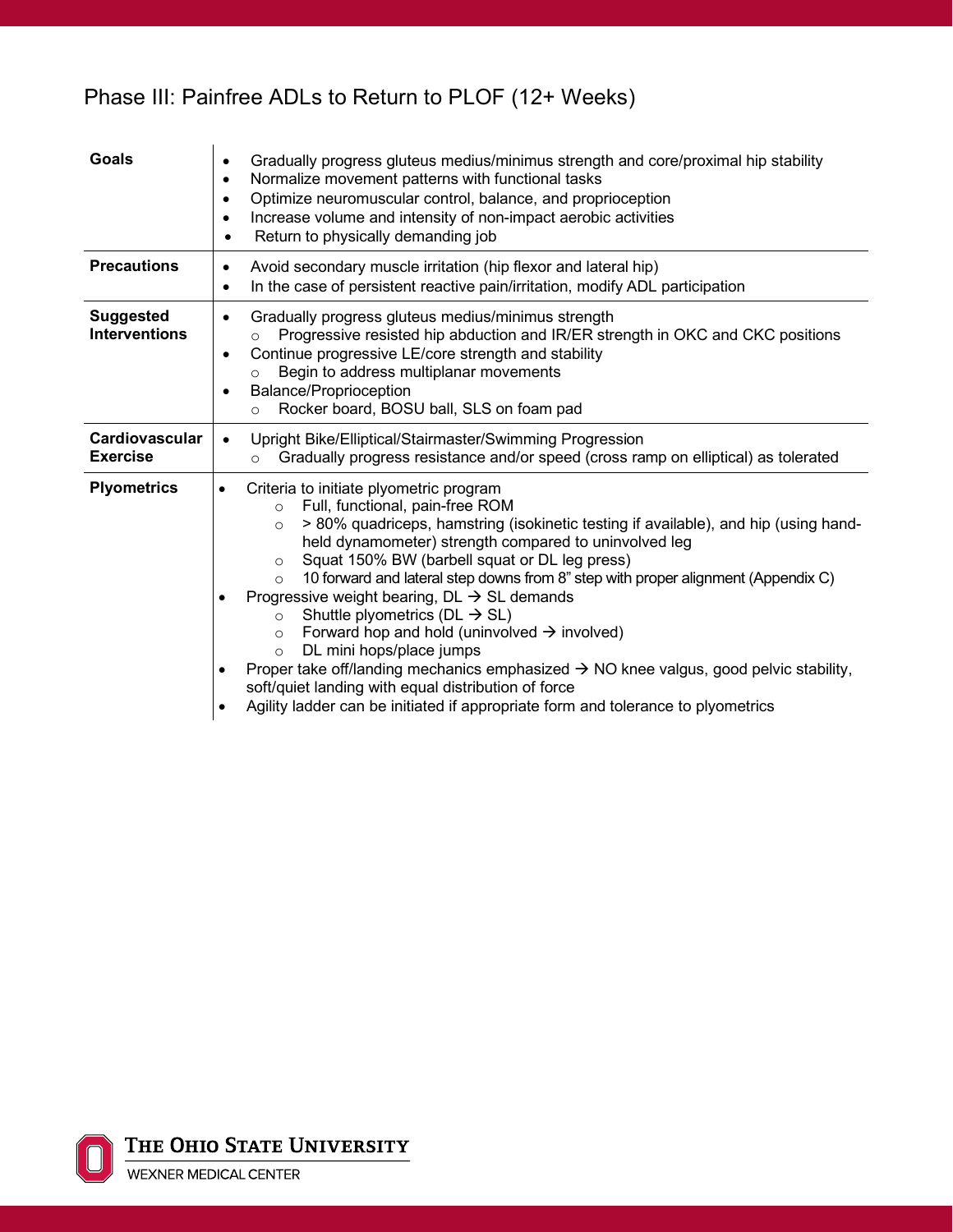## Phase III: Painfree ADLs to Return to PLOF (12+ Weeks)

| | |
|---|---|
| **Goals** | • Gradually progress gluteus medius/minimus strength and core/proximal hip stability<br>• Normalize movement patterns with functional tasks<br>• Optimize neuromuscular control, balance, and proprioception<br>• Increase volume and intensity of non-impact aerobic activities<br>• Return to physically demanding job |
| **Precautions** | • Avoid secondary muscle irritation (hip flexor and lateral hip)<br>• In the case of persistent reactive pain/irritation, modify ADL participation |
| **Suggested Interventions** | • Gradually progress gluteus medius/minimus strength<br>&nbsp;&nbsp;&nbsp;&nbsp;○ Progressive resisted hip abduction and IR/ER strength in OKC and CKC positions<br>• Continue progressive LE/core strength and stability<br>&nbsp;&nbsp;&nbsp;&nbsp;○ Begin to address multiplanar movements<br>• Balance/Proprioception<br>&nbsp;&nbsp;&nbsp;&nbsp;○ Rocker board, BOSU ball, SLS on foam pad |
| **Cardiovascular Exercise** | • Upright Bike/Elliptical/Stairmaster/Swimming Progression<br>&nbsp;&nbsp;&nbsp;&nbsp;○ Gradually progress resistance and/or speed (cross ramp on elliptical) as tolerated |
| **Plyometrics** | • Criteria to initiate plyometric program<br>&nbsp;&nbsp;&nbsp;&nbsp;○ Full, functional, pain-free ROM<br>&nbsp;&nbsp;&nbsp;&nbsp;○ > 80% quadriceps, hamstring (isokinetic testing if available), and hip (using hand-held dynamometer) strength compared to uninvolved leg<br>&nbsp;&nbsp;&nbsp;&nbsp;○ Squat 150% BW (barbell squat or DL leg press)<br>&nbsp;&nbsp;&nbsp;&nbsp;○ 10 forward and lateral step downs from 8" step with proper alignment (Appendix C)<br>• Progressive weight bearing, DL → SL demands<br>&nbsp;&nbsp;&nbsp;&nbsp;○ Shuttle plyometrics (DL → SL)<br>&nbsp;&nbsp;&nbsp;&nbsp;○ Forward hop and hold (uninvolved → involved)<br>&nbsp;&nbsp;&nbsp;&nbsp;○ DL mini hops/place jumps<br>• Proper take off/landing mechanics emphasized → NO knee valgus, good pelvic stability, soft/quiet landing with equal distribution of force<br>• Agility ladder can be initiated if appropriate form and tolerance to plyometrics |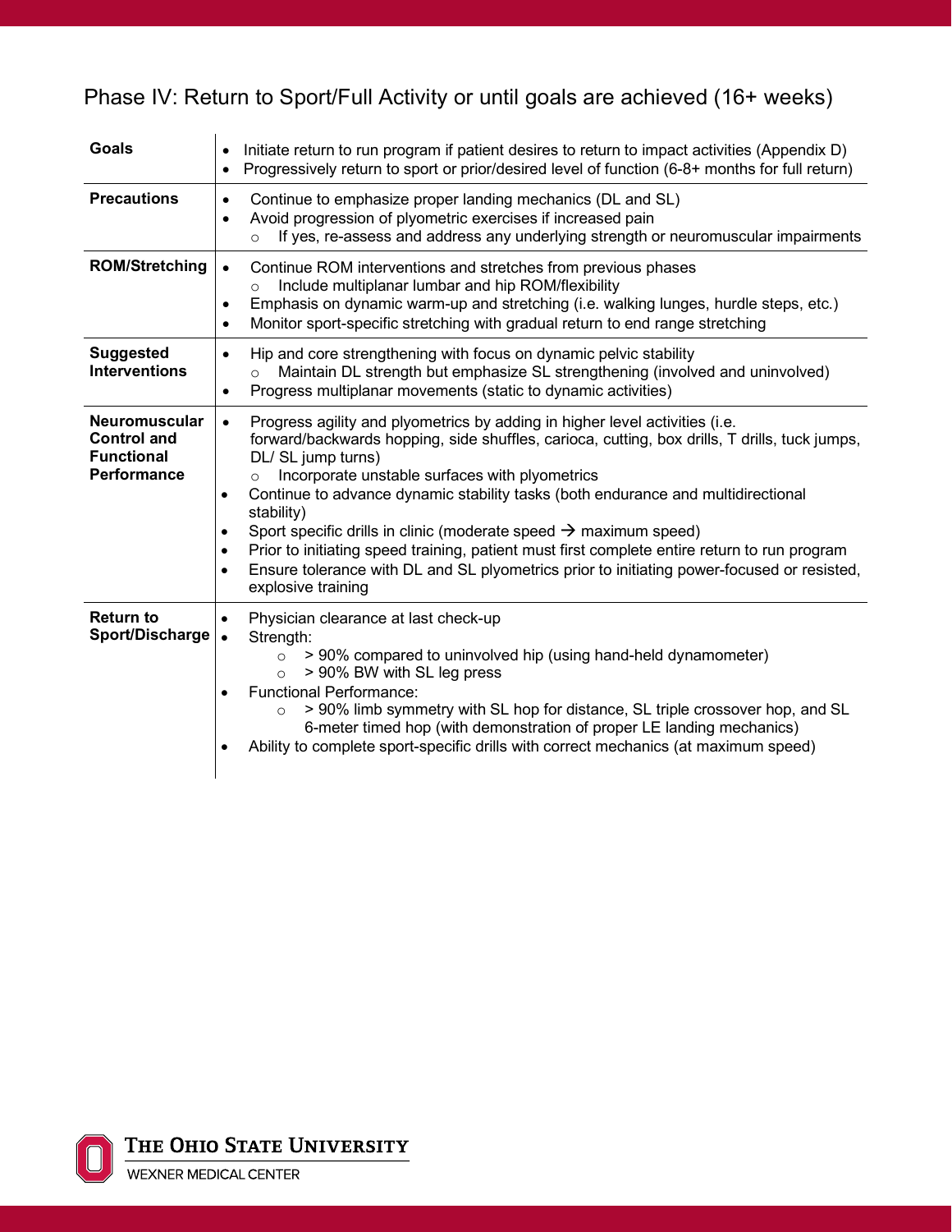## Phase IV: Return to Sport/Full Activity or until goals are achieved (16+ weeks)

| | |
|---|---|
| **Goals** | • Initiate return to run program if patient desires to return to impact activities (Appendix D)<br>• Progressively return to sport or prior/desired level of function (6-8+ months for full return) |
| **Precautions** | • Continue to emphasize proper landing mechanics (DL and SL)<br>• Avoid progression of plyometric exercises if increased pain<br>&nbsp;&nbsp;&nbsp;&nbsp;○ If yes, re-assess and address any underlying strength or neuromuscular impairments |
| **ROM/Stretching** | • Continue ROM interventions and stretches from previous phases<br>&nbsp;&nbsp;&nbsp;&nbsp;○ Include multiplanar lumbar and hip ROM/flexibility<br>• Emphasis on dynamic warm-up and stretching (i.e. walking lunges, hurdle steps, etc.)<br>• Monitor sport-specific stretching with gradual return to end range stretching |
| **Suggested Interventions** | • Hip and core strengthening with focus on dynamic pelvic stability<br>&nbsp;&nbsp;&nbsp;&nbsp;○ Maintain DL strength but emphasize SL strengthening (involved and uninvolved)<br>• Progress multiplanar movements (static to dynamic activities) |
| **Neuromuscular Control and Functional Performance** | • Progress agility and plyometrics by adding in higher level activities (i.e. forward/backwards hopping, side shuffles, carioca, cutting, box drills, T drills, tuck jumps, DL/ SL jump turns)<br>&nbsp;&nbsp;&nbsp;&nbsp;○ Incorporate unstable surfaces with plyometrics<br>• Continue to advance dynamic stability tasks (both endurance and multidirectional stability)<br>• Sport specific drills in clinic (moderate speed → maximum speed)<br>• Prior to initiating speed training, patient must first complete entire return to run program<br>• Ensure tolerance with DL and SL plyometrics prior to initiating power-focused or resisted, explosive training |
| **Return to Sport/Discharge** | • Physician clearance at last check-up<br>• Strength:<br>&nbsp;&nbsp;&nbsp;&nbsp;○ > 90% compared to uninvolved hip (using hand-held dynamometer)<br>&nbsp;&nbsp;&nbsp;&nbsp;○ > 90% BW with SL leg press<br>• Functional Performance:<br>&nbsp;&nbsp;&nbsp;&nbsp;○ > 90% limb symmetry with SL hop for distance, SL triple crossover hop, and SL 6-meter timed hop (with demonstration of proper LE landing mechanics)<br>• Ability to complete sport-specific drills with correct mechanics (at maximum speed) |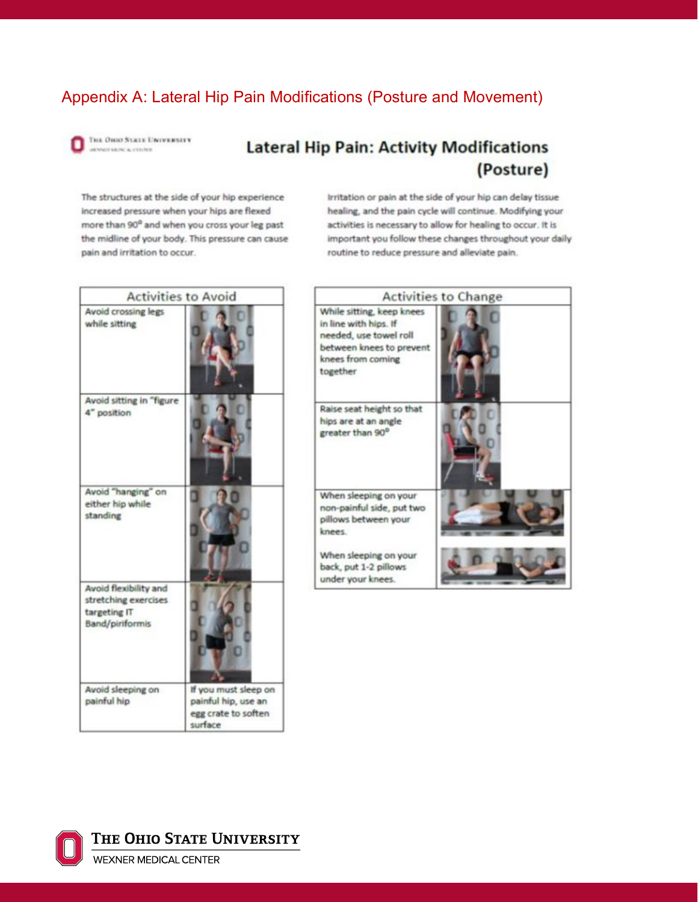# Appendix A: Lateral Hip Pain Modifications (Posture and Movement)

## Lateral Hip Pain: Activity Modifications (Posture)

The structures at the side of your hip experience increased pressure when your hips are flexed more than 90° and when you cross your leg past the midline of your body. This pressure can cause pain and irritation to occur.

Irritation or pain at the side of your hip can delay tissue healing, and the pain cycle will continue. Modifying your activities is necessary to allow for healing to occur. It is important you follow these changes throughout your daily routine to reduce pressure and alleviate pain.

| Activities to Avoid | |
|---|---|
| Avoid crossing legs while sitting | |
| Avoid sitting in "figure 4" position | |
| Avoid "hanging" on either hip while standing | |
| Avoid flexibility and stretching exercises targeting IT Band/piriformis | |
| Avoid sleeping on painful hip | If you must sleep on painful hip, use an egg crate to soften surface |

| Activities to Change | |
|---|---|
| While sitting, keep knees in line with hips. If needed, use towel roll between knees to prevent knees from coming together | |
| Raise seat height so that hips are at an angle greater than 90° | |
| When sleeping on your non-painful side, put two pillows between your knees. | |
| When sleeping on your back, put 1-2 pillows under your knees. | |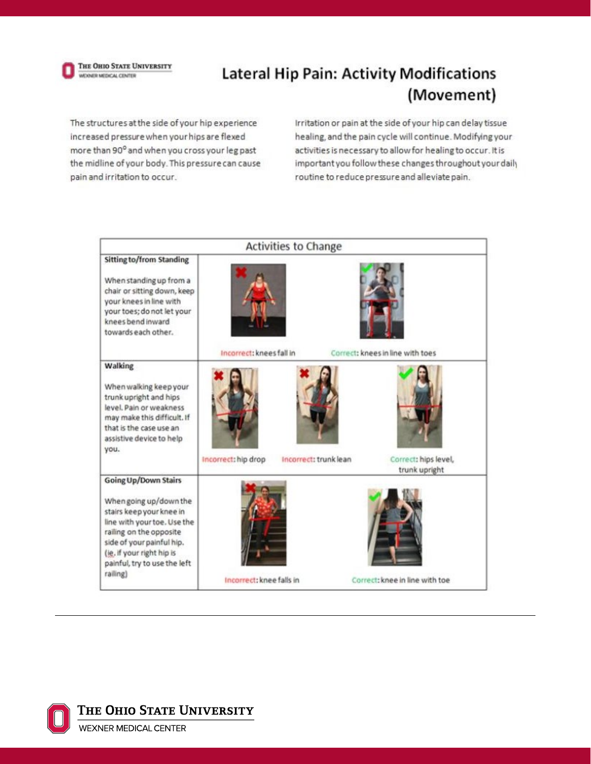# Lateral Hip Pain: Activity Modifications (Movement)

The structures at the side of your hip experience increased pressure when your hips are flexed more than 90° and when you cross your leg past the midline of your body. This pressure can cause pain and irritation to occur.

Irritation or pain at the side of your hip can delay tissue healing, and the pain cycle will continue. Modifying your activities is necessary to allow for healing to occur. It is important you follow these changes throughout your daily routine to reduce pressure and alleviate pain.

| Activities to Change | | | |
|---|---|---|---|
| **Sitting to/from Standing**<br><br>When standing up from a chair or sitting down, keep your knees in line with your toes; do not let your knees bend inward towards each other. | Incorrect: knees fall in | Correct: knees in line with toes | |
| **Walking**<br><br>When walking keep your trunk upright and hips level. Pain or weakness may make this difficult. If that is the case use an assistive device to help you. | Incorrect: hip drop | Incorrect: trunk lean | Correct: hips level, trunk upright |
| **Going Up/Down Stairs**<br><br>When going up/down the stairs keep your knee in line with your toe. Use the railing on the opposite side of your painful hip. (ie. if your right hip is painful, try to use the left railing) | Incorrect: knee falls in | Correct: knee in line with toe | |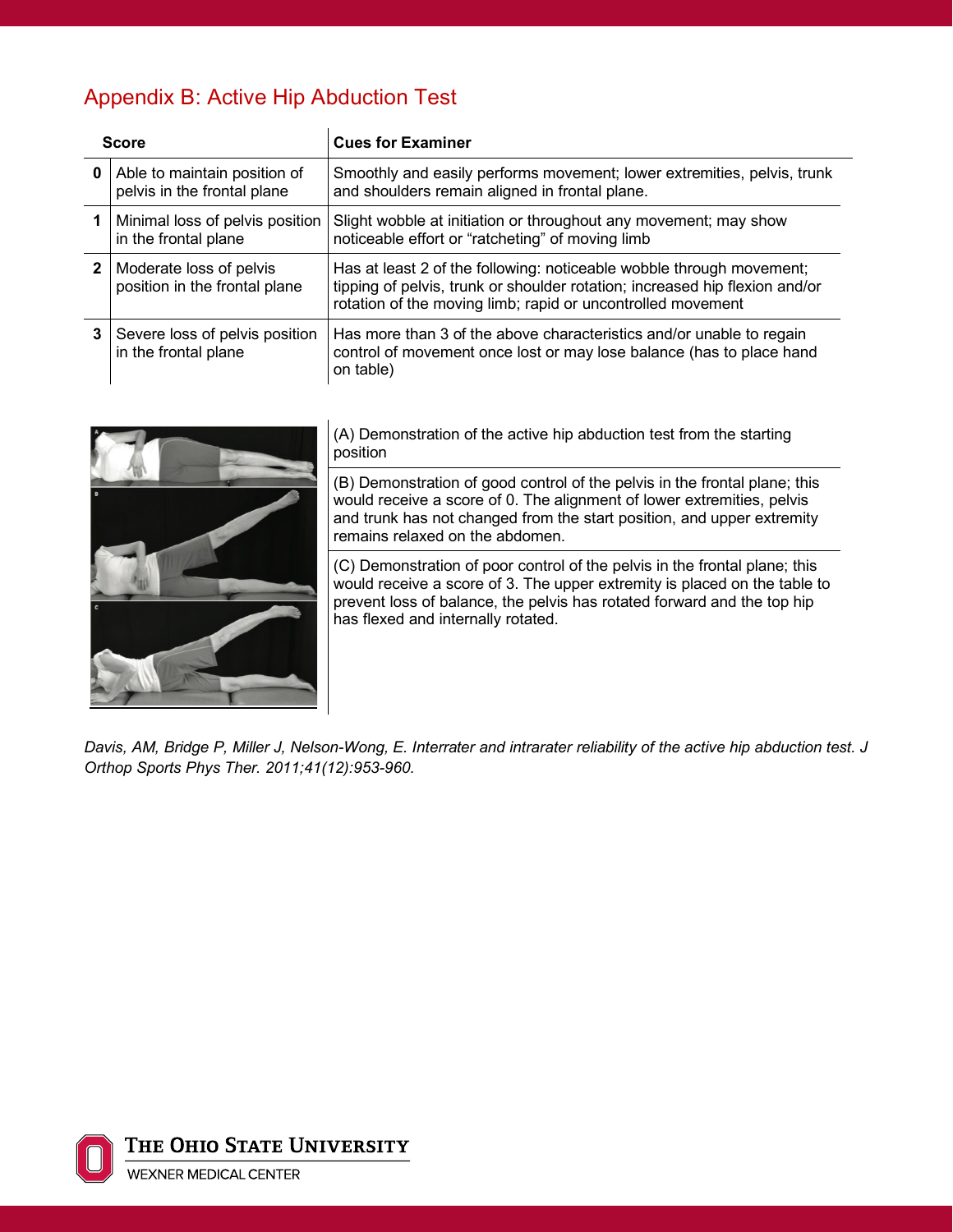## Appendix B: Active Hip Abduction Test

| | Score | Cues for Examiner |
|---|---|---|
| 0 | Able to maintain position of pelvis in the frontal plane | Smoothly and easily performs movement; lower extremities, pelvis, trunk and shoulders remain aligned in frontal plane. |
| 1 | Minimal loss of pelvis position in the frontal plane | Slight wobble at initiation or throughout any movement; may show noticeable effort or "ratcheting" of moving limb |
| 2 | Moderate loss of pelvis position in the frontal plane | Has at least 2 of the following: noticeable wobble through movement; tipping of pelvis, trunk or shoulder rotation; increased hip flexion and/or rotation of the moving limb; rapid or uncontrolled movement |
| 3 | Severe loss of pelvis position in the frontal plane | Has more than 3 of the above characteristics and/or unable to regain control of movement once lost or may lose balance (has to place hand on table) |

(A) Demonstration of the active hip abduction test from the starting position

(B) Demonstration of good control of the pelvis in the frontal plane; this would receive a score of 0. The alignment of lower extremities, pelvis and trunk has not changed from the start position, and upper extremity remains relaxed on the abdomen.

(C) Demonstration of poor control of the pelvis in the frontal plane; this would receive a score of 3. The upper extremity is placed on the table to prevent loss of balance, the pelvis has rotated forward and the top hip has flexed and internally rotated.

*Davis, AM, Bridge P, Miller J, Nelson-Wong, E. Interrater and intrarater reliability of the active hip abduction test. J Orthop Sports Phys Ther. 2011;41(12):953-960.*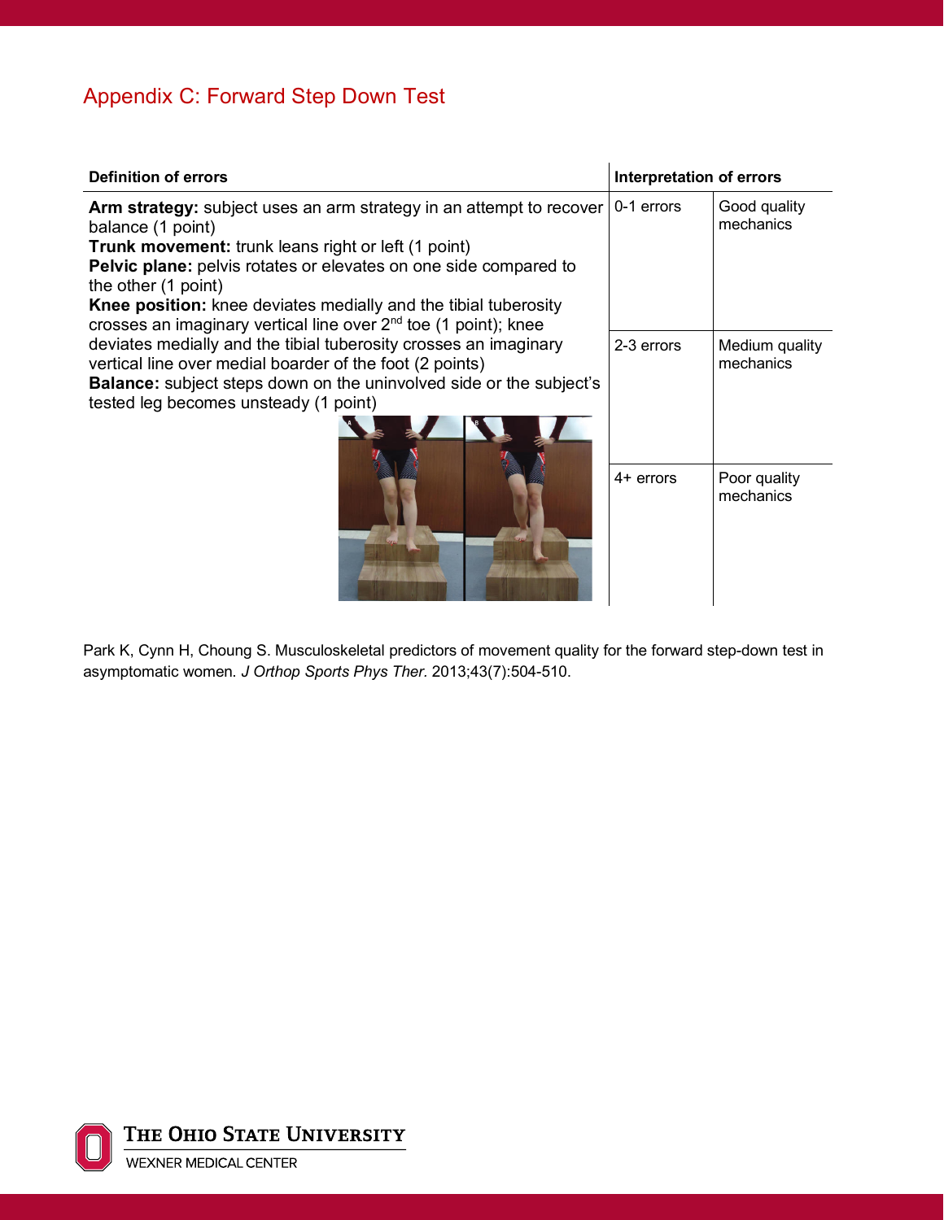## Appendix C: Forward Step Down Test

| Definition of errors | Interpretation of errors | |
|---|---|---|
| **Arm strategy:** subject uses an arm strategy in an attempt to recover balance (1 point)<br>**Trunk movement:** trunk leans right or left (1 point)<br>**Pelvic plane:** pelvis rotates or elevates on one side compared to the other (1 point)<br>**Knee position:** knee deviates medially and the tibial tuberosity crosses an imaginary vertical line over 2nd toe (1 point); knee deviates medially and the tibial tuberosity crosses an imaginary vertical line over medial boarder of the foot (2 points)<br>**Balance:** subject steps down on the uninvolved side or the subject's tested leg becomes unsteady (1 point) | 0-1 errors | Good quality mechanics |
| | 2-3 errors | Medium quality mechanics |
| | 4+ errors | Poor quality mechanics |

Park K, Cynn H, Choung S. Musculoskeletal predictors of movement quality for the forward step-down test in asymptomatic women. *J Orthop Sports Phys Ther.* 2013;43(7):504-510.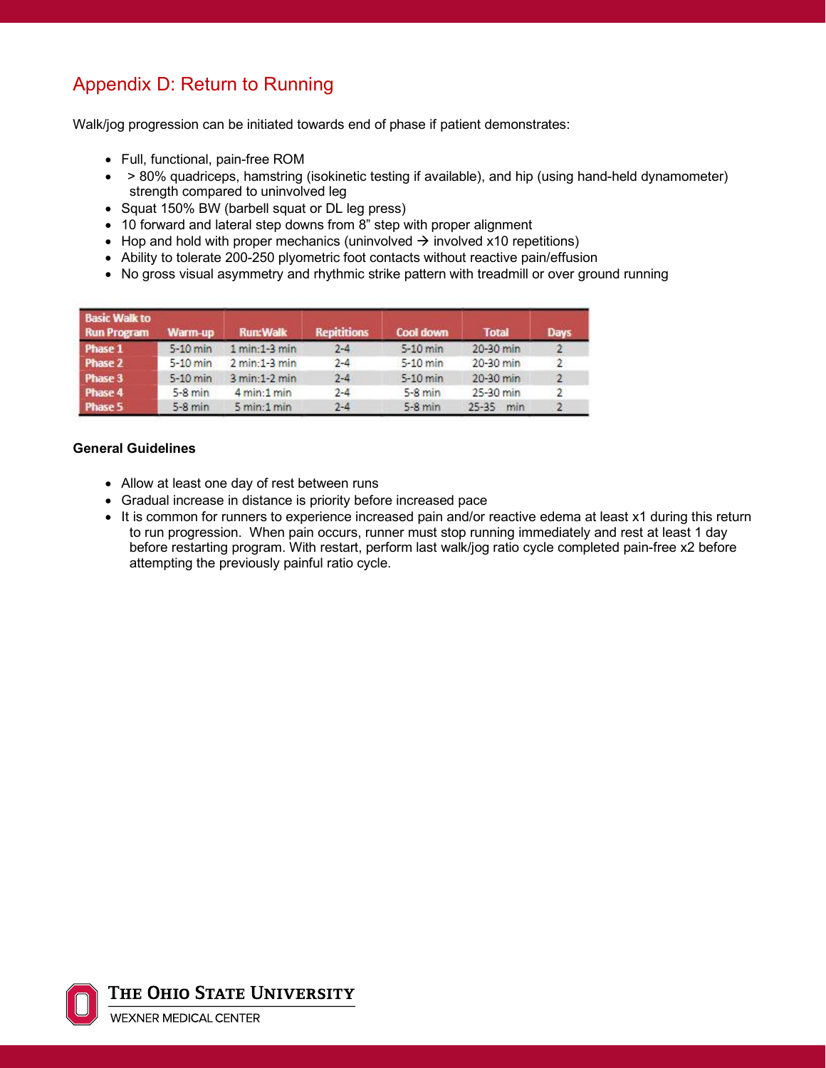## Appendix D: Return to Running

Walk/jog progression can be initiated towards end of phase if patient demonstrates:

- Full, functional, pain-free ROM
- > 80% quadriceps, hamstring (isokinetic testing if available), and hip (using hand-held dynamometer) strength compared to uninvolved leg
- Squat 150% BW (barbell squat or DL leg press)
- 10 forward and lateral step downs from 8" step with proper alignment
- Hop and hold with proper mechanics (uninvolved → involved x10 repetitions)
- Ability to tolerate 200-250 plyometric foot contacts without reactive pain/effusion
- No gross visual asymmetry and rhythmic strike pattern with treadmill or over ground running

| Basic Walk to Run Program | Warm-up | Run:Walk | Repitions | Cool down | Total | Days |
|---|---|---|---|---|---|---|
| Phase 1 | 5-10 min | 1 min:1-3 min | 2-4 | 5-10 min | 20-30 min | 2 |
| Phase 2 | 5-10 min | 2 min:1-3 min | 2-4 | 5-10 min | 20-30 min | 2 |
| Phase 3 | 5-10 min | 3 min:1-2 min | 2-4 | 5-10 min | 20-30 min | 2 |
| Phase 4 | 5-8 min | 4 min:1 min | 2-4 | 5-8 min | 25-30 min | 2 |
| Phase 5 | 5-8 min | 5 min:1 min | 2-4 | 5-8 min | 25-35 min | 2 |

**General Guidelines**

- Allow at least one day of rest between runs
- Gradual increase in distance is priority before increased pace
- It is common for runners to experience increased pain and/or reactive edema at least x1 during this return to run progression. When pain occurs, runner must stop running immediately and rest at least 1 day before restarting program. With restart, perform last walk/jog ratio cycle completed pain-free x2 before attempting the previously painful ratio cycle.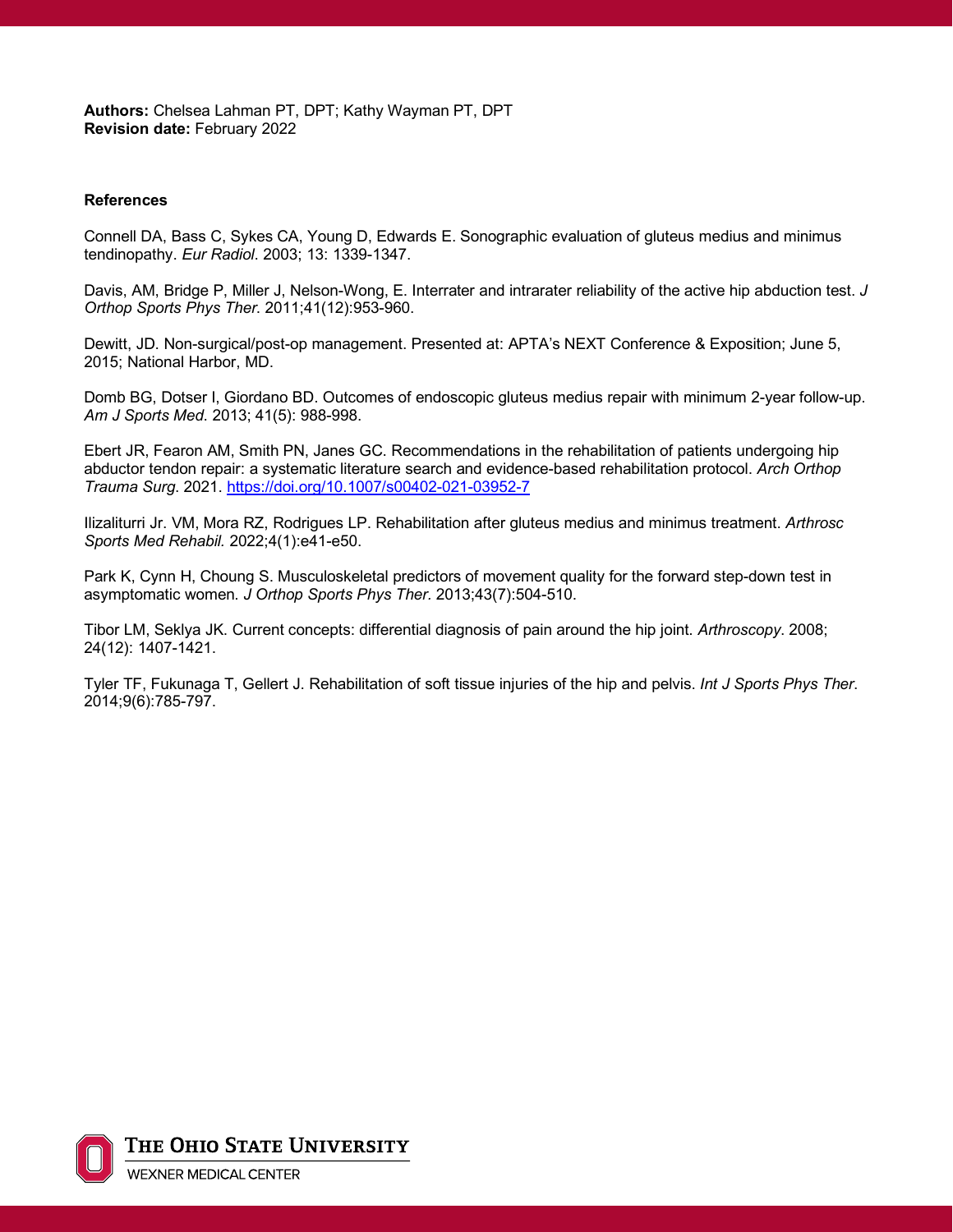**Authors:** Chelsea Lahman PT, DPT; Kathy Wayman PT, DPT
**Revision date:** February 2022

**References**

Connell DA, Bass C, Sykes CA, Young D, Edwards E. Sonographic evaluation of gluteus medius and minimus tendinopathy. *Eur Radiol*. 2003; 13: 1339-1347.

Davis, AM, Bridge P, Miller J, Nelson-Wong, E. Interrater and intrarater reliability of the active hip abduction test. *J Orthop Sports Phys Ther*. 2011;41(12):953-960.

Dewitt, JD. Non-surgical/post-op management. Presented at: APTA's NEXT Conference & Exposition; June 5, 2015; National Harbor, MD.

Domb BG, Dotser I, Giordano BD. Outcomes of endoscopic gluteus medius repair with minimum 2-year follow-up. *Am J Sports Med*. 2013; 41(5): 988-998.

Ebert JR, Fearon AM, Smith PN, Janes GC. Recommendations in the rehabilitation of patients undergoing hip abductor tendon repair: a systematic literature search and evidence-based rehabilitation protocol. *Arch Orthop Trauma Surg*. 2021. https://doi.org/10.1007/s00402-021-03952-7

Ilizaliturri Jr. VM, Mora RZ, Rodrigues LP. Rehabilitation after gluteus medius and minimus treatment. *Arthrosc Sports Med Rehabil.* 2022;4(1):e41-e50.

Park K, Cynn H, Choung S. Musculoskeletal predictors of movement quality for the forward step-down test in asymptomatic women. *J Orthop Sports Phys Ther.* 2013;43(7):504-510.

Tibor LM, Seklya JK. Current concepts: differential diagnosis of pain around the hip joint. *Arthroscopy*. 2008; 24(12): 1407-1421.

Tyler TF, Fukunaga T, Gellert J. Rehabilitation of soft tissue injuries of the hip and pelvis. *Int J Sports Phys Ther*. 2014;9(6):785-797.